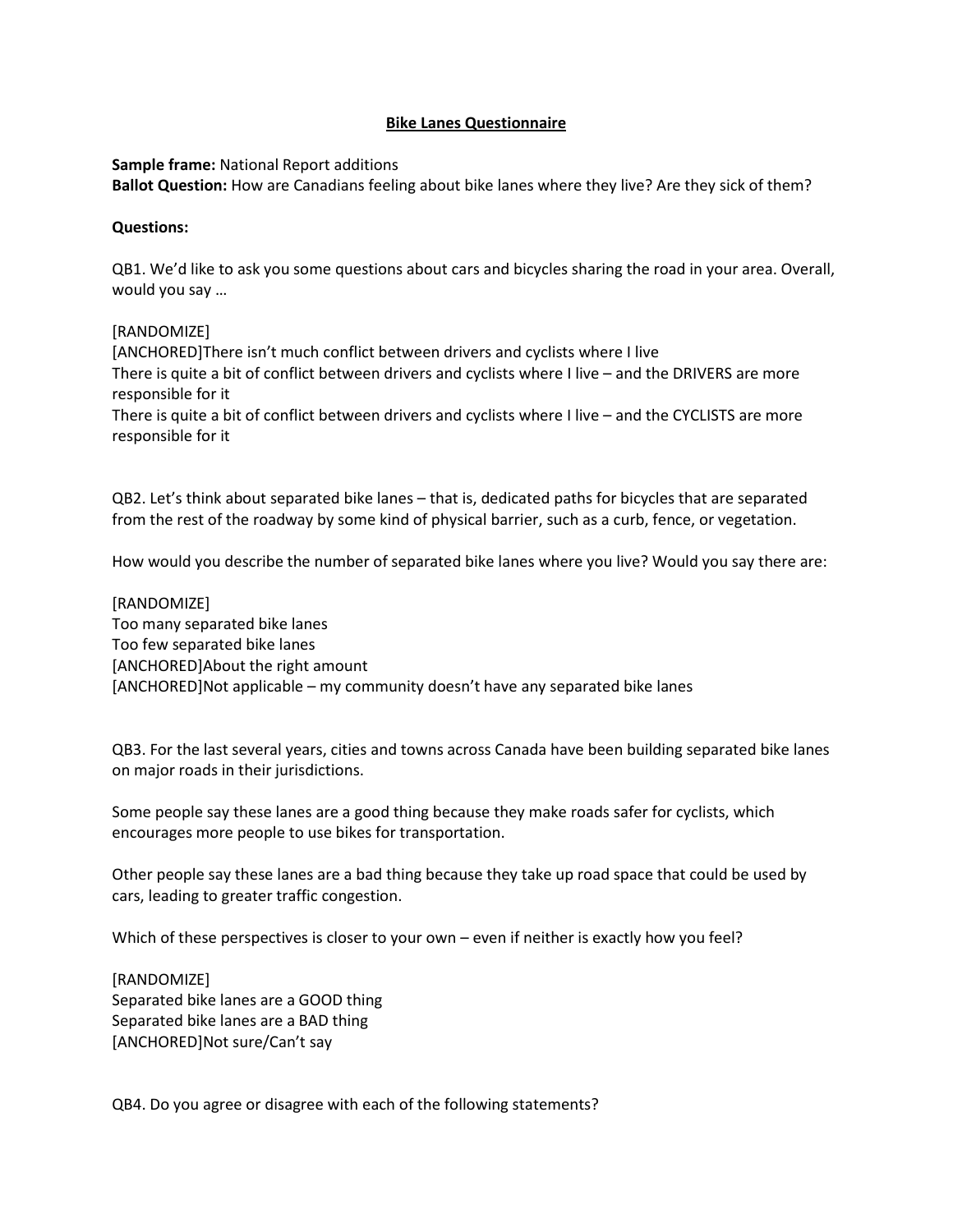**Bike Lanes Questionnaire**

**Sample frame:** National Report additions
**Ballot Question:** How are Canadians feeling about bike lanes where they live? Are they sick of them?

**Questions:**

QB1. We'd like to ask you some questions about cars and bicycles sharing the road in your area. Overall, would you say …

[RANDOMIZE]
[ANCHORED]There isn't much conflict between drivers and cyclists where I live
There is quite a bit of conflict between drivers and cyclists where I live – and the DRIVERS are more responsible for it
There is quite a bit of conflict between drivers and cyclists where I live – and the CYCLISTS are more responsible for it

QB2. Let's think about separated bike lanes – that is, dedicated paths for bicycles that are separated from the rest of the roadway by some kind of physical barrier, such as a curb, fence, or vegetation.

How would you describe the number of separated bike lanes where you live? Would you say there are:

[RANDOMIZE]
Too many separated bike lanes
Too few separated bike lanes
[ANCHORED]About the right amount
[ANCHORED]Not applicable – my community doesn't have any separated bike lanes

QB3. For the last several years, cities and towns across Canada have been building separated bike lanes on major roads in their jurisdictions.

Some people say these lanes are a good thing because they make roads safer for cyclists, which encourages more people to use bikes for transportation.

Other people say these lanes are a bad thing because they take up road space that could be used by cars, leading to greater traffic congestion.

Which of these perspectives is closer to your own – even if neither is exactly how you feel?

[RANDOMIZE]
Separated bike lanes are a GOOD thing
Separated bike lanes are a BAD thing
[ANCHORED]Not sure/Can't say

QB4. Do you agree or disagree with each of the following statements?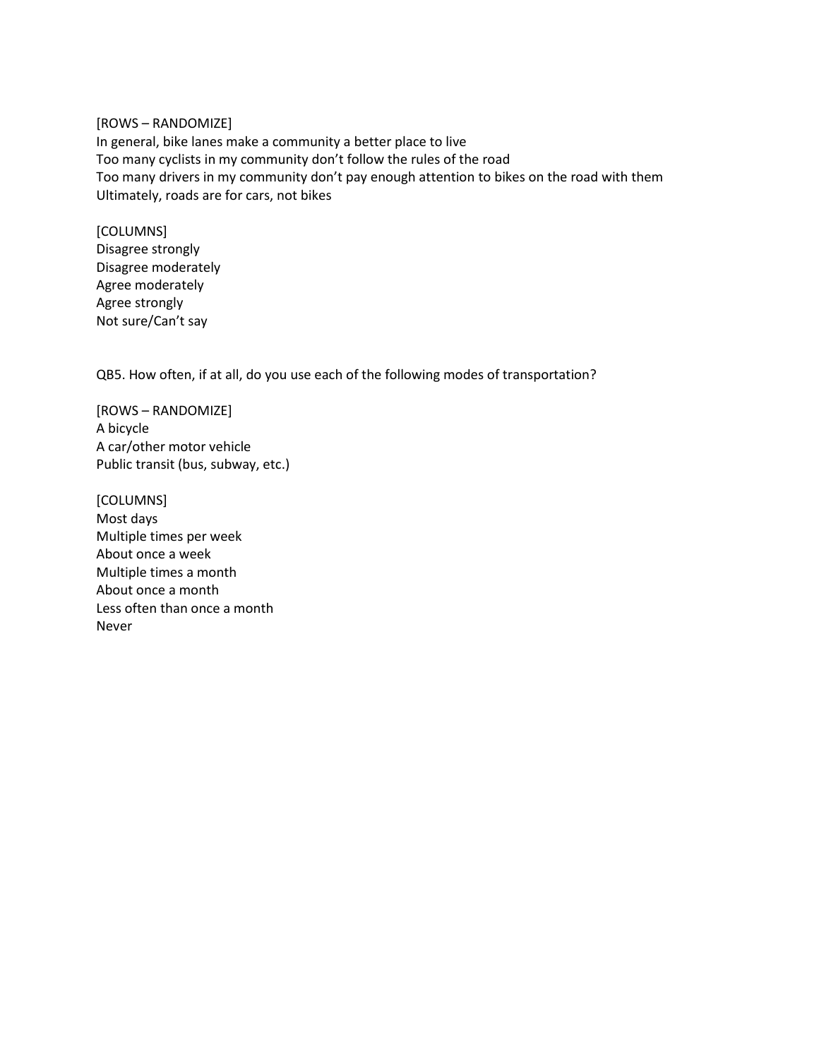[ROWS – RANDOMIZE]
In general, bike lanes make a community a better place to live
Too many cyclists in my community don't follow the rules of the road
Too many drivers in my community don't pay enough attention to bikes on the road with them
Ultimately, roads are for cars, not bikes

[COLUMNS]
Disagree strongly
Disagree moderately
Agree moderately
Agree strongly
Not sure/Can't say

QB5. How often, if at all, do you use each of the following modes of transportation?

[ROWS – RANDOMIZE]
A bicycle
A car/other motor vehicle
Public transit (bus, subway, etc.)

[COLUMNS]
Most days
Multiple times per week
About once a week
Multiple times a month
About once a month
Less often than once a month
Never